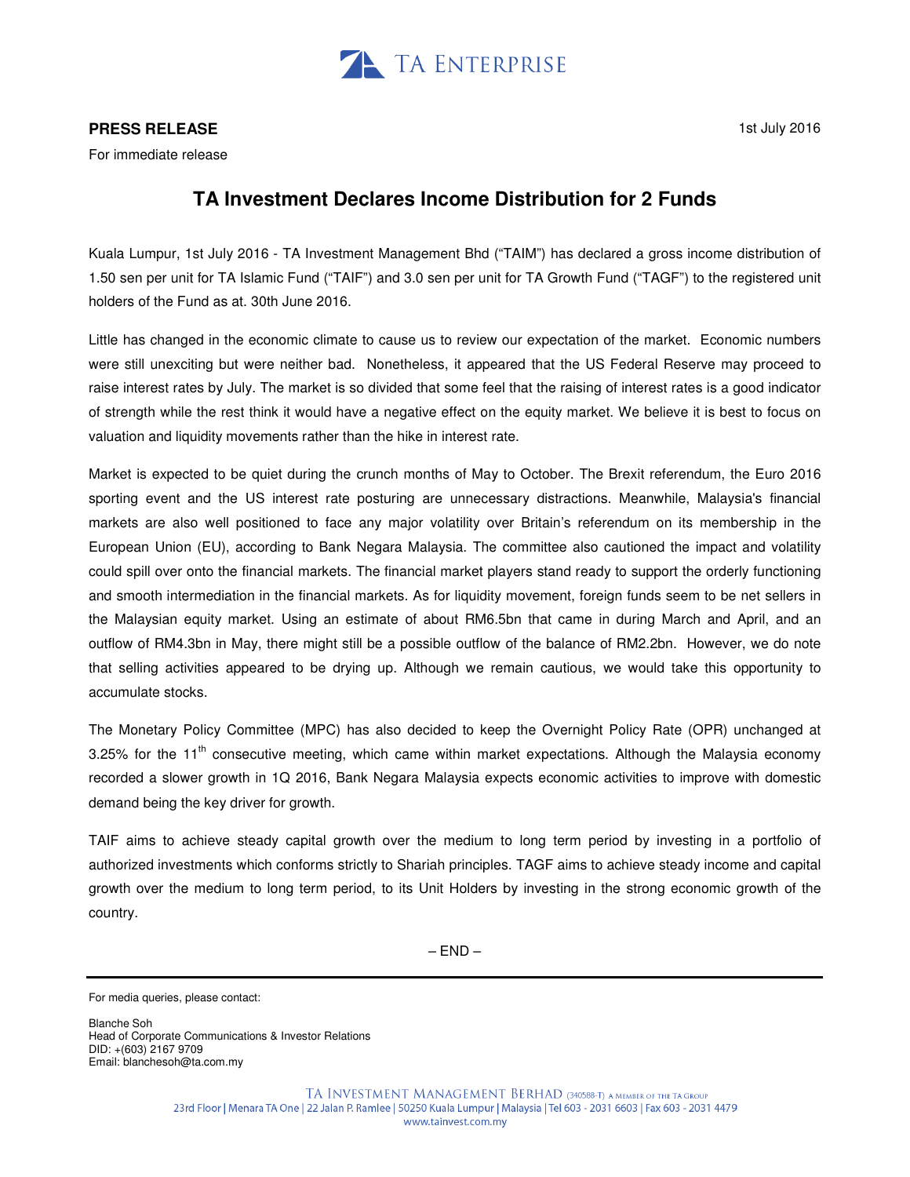TA ENTERPRISE

**PRESS RELEASE**

1st July 2016

For immediate release

## TA Investment Declares Income Distribution for 2 Funds

Kuala Lumpur, 1st July 2016 - TA Investment Management Bhd ("TAIM") has declared a gross income distribution of 1.50 sen per unit for TA Islamic Fund ("TAIF") and 3.0 sen per unit for TA Growth Fund ("TAGF") to the registered unit holders of the Fund as at. 30th June 2016.

Little has changed in the economic climate to cause us to review our expectation of the market. Economic numbers were still unexciting but were neither bad. Nonetheless, it appeared that the US Federal Reserve may proceed to raise interest rates by July. The market is so divided that some feel that the raising of interest rates is a good indicator of strength while the rest think it would have a negative effect on the equity market. We believe it is best to focus on valuation and liquidity movements rather than the hike in interest rate.

Market is expected to be quiet during the crunch months of May to October. The Brexit referendum, the Euro 2016 sporting event and the US interest rate posturing are unnecessary distractions. Meanwhile, Malaysia's financial markets are also well positioned to face any major volatility over Britain's referendum on its membership in the European Union (EU), according to Bank Negara Malaysia. The committee also cautioned the impact and volatility could spill over onto the financial markets. The financial market players stand ready to support the orderly functioning and smooth intermediation in the financial markets. As for liquidity movement, foreign funds seem to be net sellers in the Malaysian equity market. Using an estimate of about RM6.5bn that came in during March and April, and an outflow of RM4.3bn in May, there might still be a possible outflow of the balance of RM2.2bn. However, we do note that selling activities appeared to be drying up. Although we remain cautious, we would take this opportunity to accumulate stocks.

The Monetary Policy Committee (MPC) has also decided to keep the Overnight Policy Rate (OPR) unchanged at 3.25% for the 11th consecutive meeting, which came within market expectations. Although the Malaysia economy recorded a slower growth in 1Q 2016, Bank Negara Malaysia expects economic activities to improve with domestic demand being the key driver for growth.

TAIF aims to achieve steady capital growth over the medium to long term period by investing in a portfolio of authorized investments which conforms strictly to Shariah principles. TAGF aims to achieve steady income and capital growth over the medium to long term period, to its Unit Holders by investing in the strong economic growth of the country.

– END –

For media queries, please contact:

Blanche Soh
Head of Corporate Communications & Investor Relations
DID: +(603) 2167 9709
Email: blanchesoh@ta.com.my

TA INVESTMENT MANAGEMENT BERHAD (340588-T) A MEMBER OF THE TA GROUP
23rd Floor | Menara TA One | 22 Jalan P. Ramlee | 50250 Kuala Lumpur | Malaysia | Tel 603 - 2031 6603 | Fax 603 - 2031 4479
www.tainvest.com.my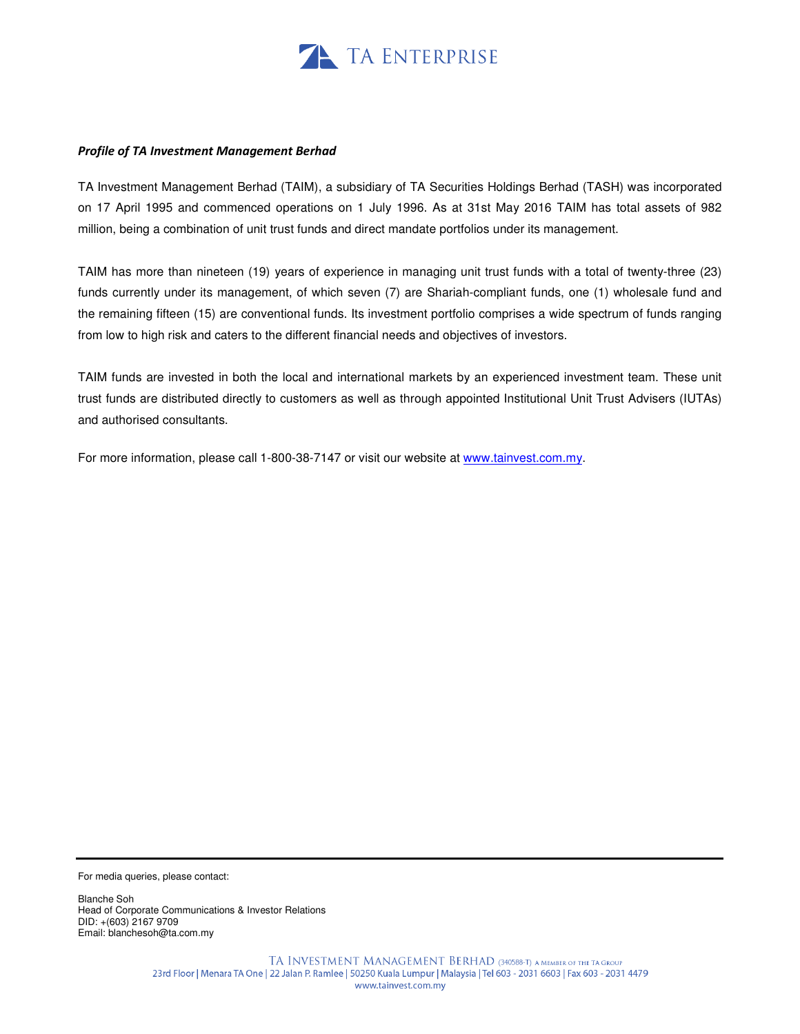***Profile of TA Investment Management Berhad***

TA Investment Management Berhad (TAIM), a subsidiary of TA Securities Holdings Berhad (TASH) was incorporated on 17 April 1995 and commenced operations on 1 July 1996. As at 31st May 2016 TAIM has total assets of 982 million, being a combination of unit trust funds and direct mandate portfolios under its management.

TAIM has more than nineteen (19) years of experience in managing unit trust funds with a total of twenty-three (23) funds currently under its management, of which seven (7) are Shariah-compliant funds, one (1) wholesale fund and the remaining fifteen (15) are conventional funds. Its investment portfolio comprises a wide spectrum of funds ranging from low to high risk and caters to the different financial needs and objectives of investors.

TAIM funds are invested in both the local and international markets by an experienced investment team. These unit trust funds are distributed directly to customers as well as through appointed Institutional Unit Trust Advisers (IUTAs) and authorised consultants.

For more information, please call 1-800-38-7147 or visit our website at www.tainvest.com.my.

---

For media queries, please contact:

Blanche Soh
Head of Corporate Communications & Investor Relations
DID: +(603) 2167 9709
Email: blanchesoh@ta.com.my

TA INVESTMENT MANAGEMENT BERHAD (340588-T) A MEMBER OF THE TA GROUP
23rd Floor | Menara TA One | 22 Jalan P. Ramlee | 50250 Kuala Lumpur | Malaysia | Tel 603 - 2031 6603 | Fax 603 - 2031 4479
www.tainvest.com.my